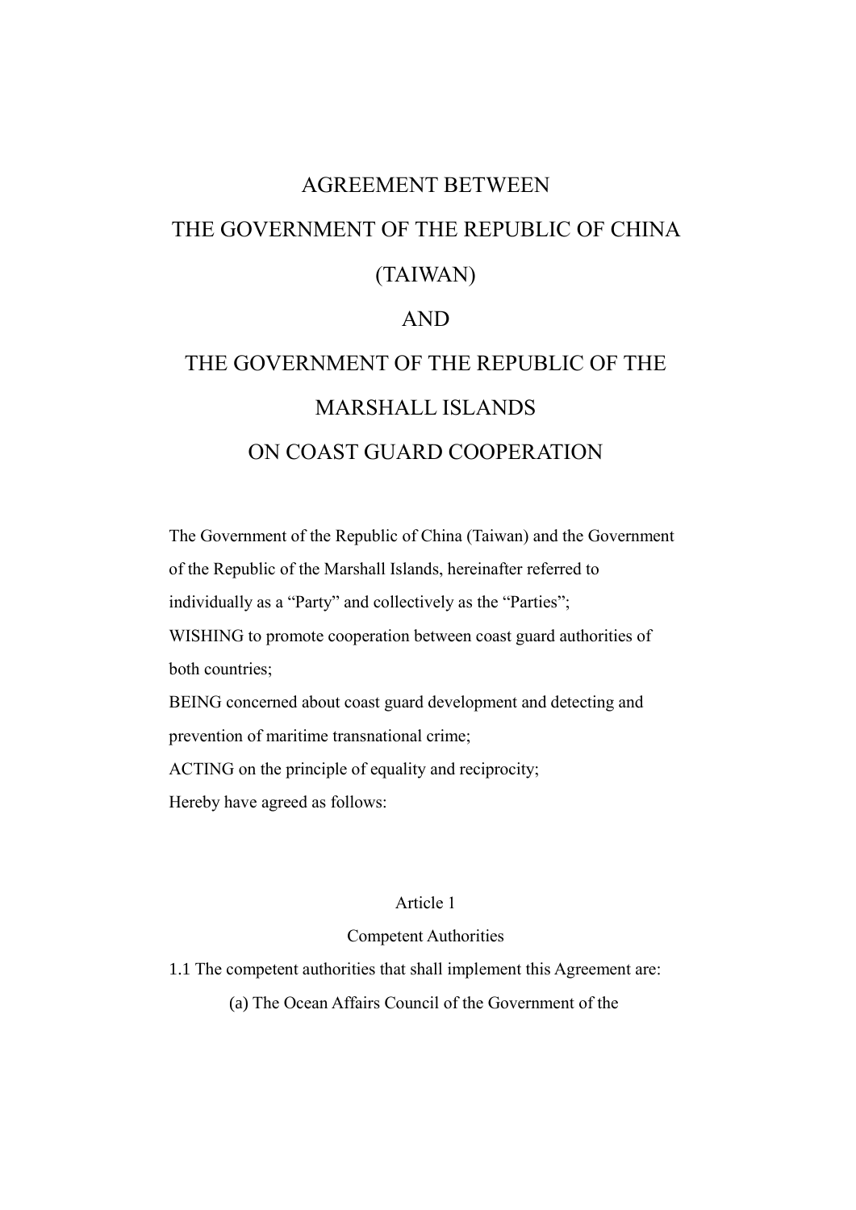# AGREEMENT BETWEEN THE GOVERNMENT OF THE REPUBLIC OF CHINA (TAIWAN) AND THE GOVERNMENT OF THE REPUBLIC OF THE MARSHALL ISLANDS ON COAST GUARD COOPERATION

The Government of the Republic of China (Taiwan) and the Government of the Republic of the Marshall Islands, hereinafter referred to individually as a "Party" and collectively as the "Parties";

WISHING to promote cooperation between coast guard authorities of both countries;

BEING concerned about coast guard development and detecting and prevention of maritime transnational crime;

ACTING on the principle of equality and reciprocity;

Hereby have agreed as follows:

## Article 1

### Competent Authorities

1.1 The competent authorities that shall implement this Agreement are:

(a) The Ocean Affairs Council of the Government of the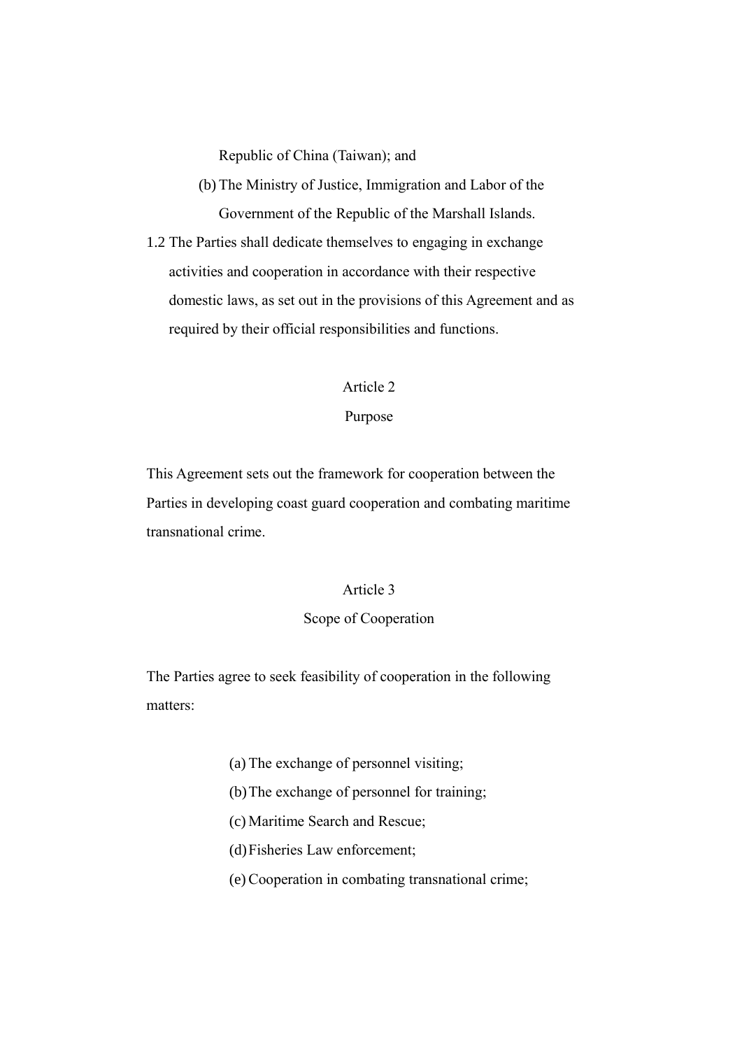Republic of China (Taiwan); and

(b) The Ministry of Justice, Immigration and Labor of the Government of the Republic of the Marshall Islands.

1.2 The Parties shall dedicate themselves to engaging in exchange activities and cooperation in accordance with their respective domestic laws, as set out in the provisions of this Agreement and as required by their official responsibilities and functions.

## Article 2

## Purpose

This Agreement sets out the framework for cooperation between the Parties in developing coast guard cooperation and combating maritime transnational crime.

## Article 3

## Scope of Cooperation

The Parties agree to seek feasibility of cooperation in the following matters:

(a) The exchange of personnel visiting;

(b) The exchange of personnel for training;

(c) Maritime Search and Rescue;

(d) Fisheries Law enforcement;

(e) Cooperation in combating transnational crime;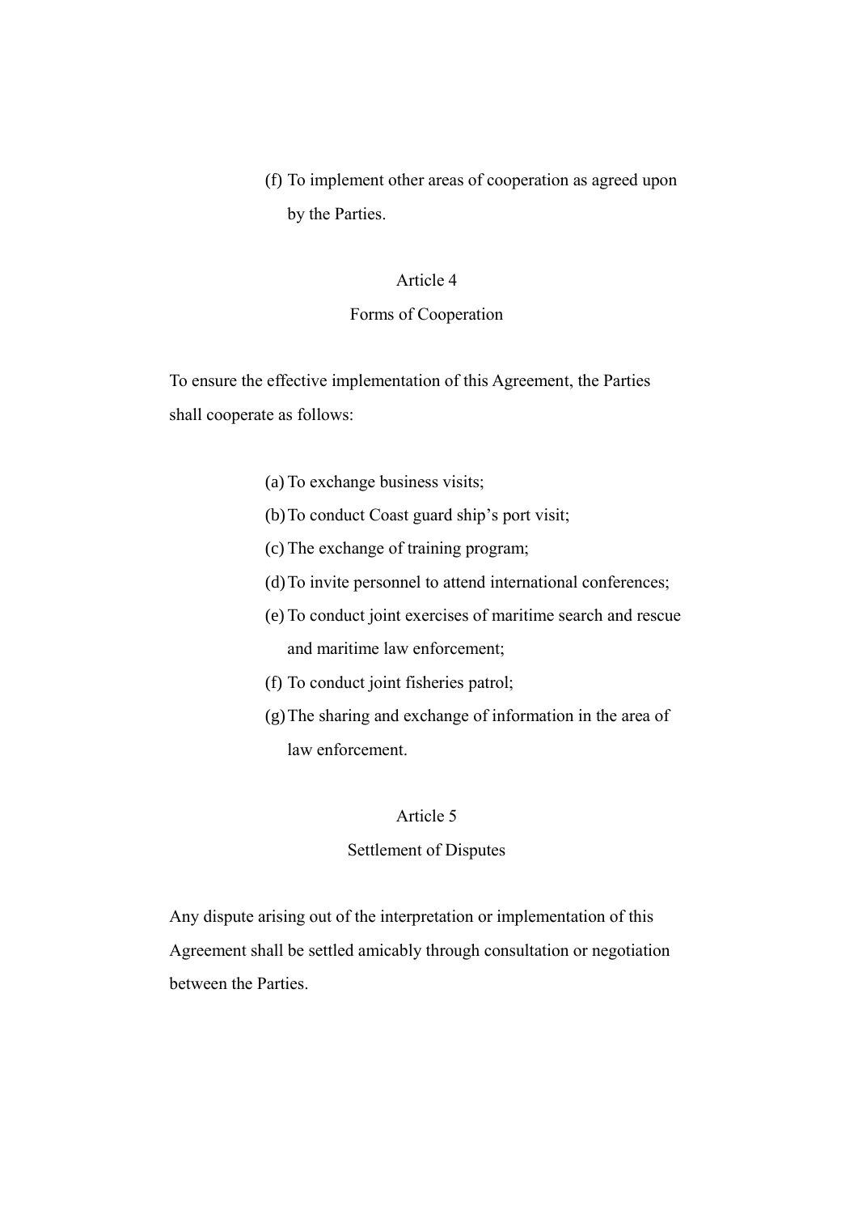(f) To implement other areas of cooperation as agreed upon by the Parties.

## Article 4

## Forms of Cooperation

To ensure the effective implementation of this Agreement, the Parties shall cooperate as follows:

(a) To exchange business visits;

(b) To conduct Coast guard ship's port visit;

(c) The exchange of training program;

(d) To invite personnel to attend international conferences;

(e) To conduct joint exercises of maritime search and rescue and maritime law enforcement;

(f) To conduct joint fisheries patrol;

(g) The sharing and exchange of information in the area of law enforcement.

## Article 5

## Settlement of Disputes

Any dispute arising out of the interpretation or implementation of this Agreement shall be settled amicably through consultation or negotiation between the Parties.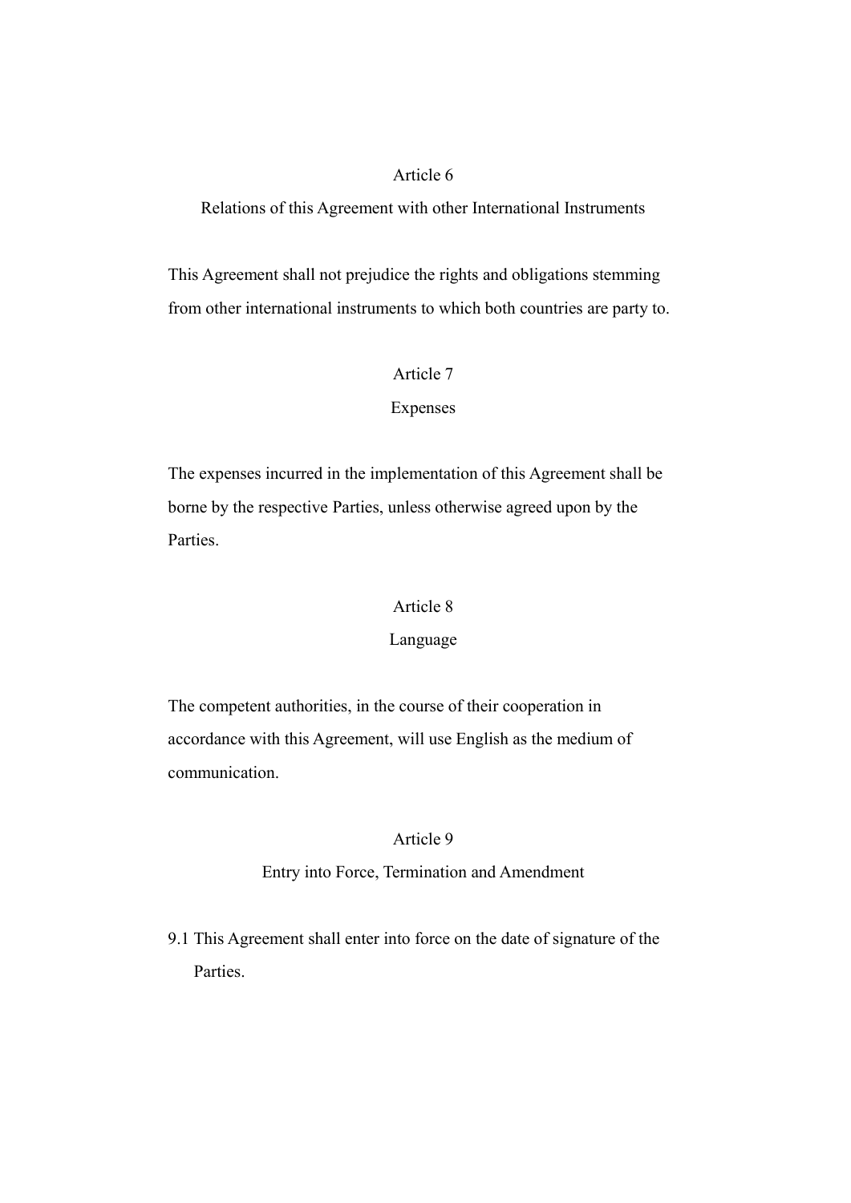## Article 6

## Relations of this Agreement with other International Instruments

This Agreement shall not prejudice the rights and obligations stemming from other international instruments to which both countries are party to.

## Article 7

## Expenses

The expenses incurred in the implementation of this Agreement shall be borne by the respective Parties, unless otherwise agreed upon by the Parties.

## Article 8

## Language

The competent authorities, in the course of their cooperation in accordance with this Agreement, will use English as the medium of communication.

## Article 9

## Entry into Force, Termination and Amendment

9.1 This Agreement shall enter into force on the date of signature of the Parties.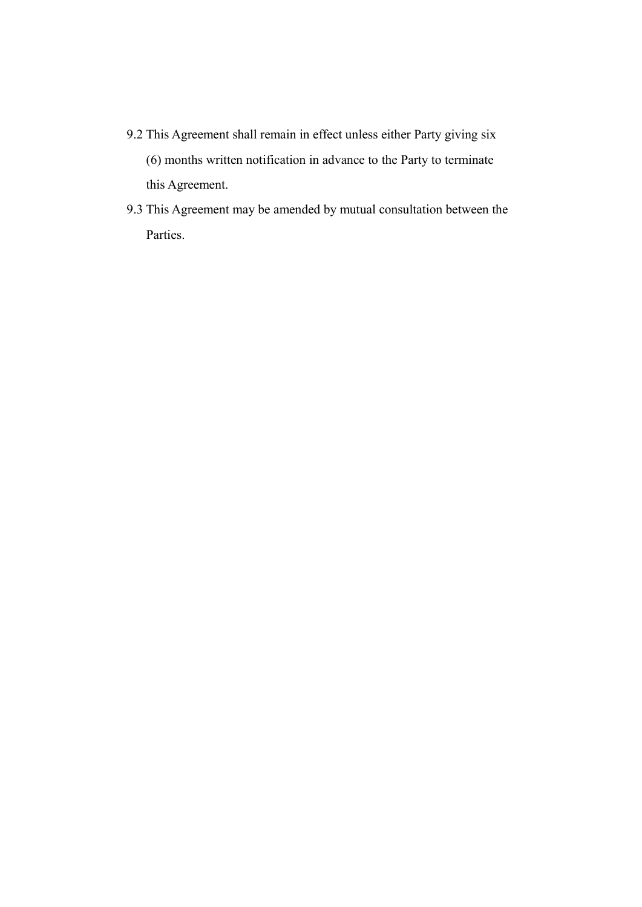9.2 This Agreement shall remain in effect unless either Party giving six (6) months written notification in advance to the Party to terminate this Agreement.

9.3 This Agreement may be amended by mutual consultation between the Parties.